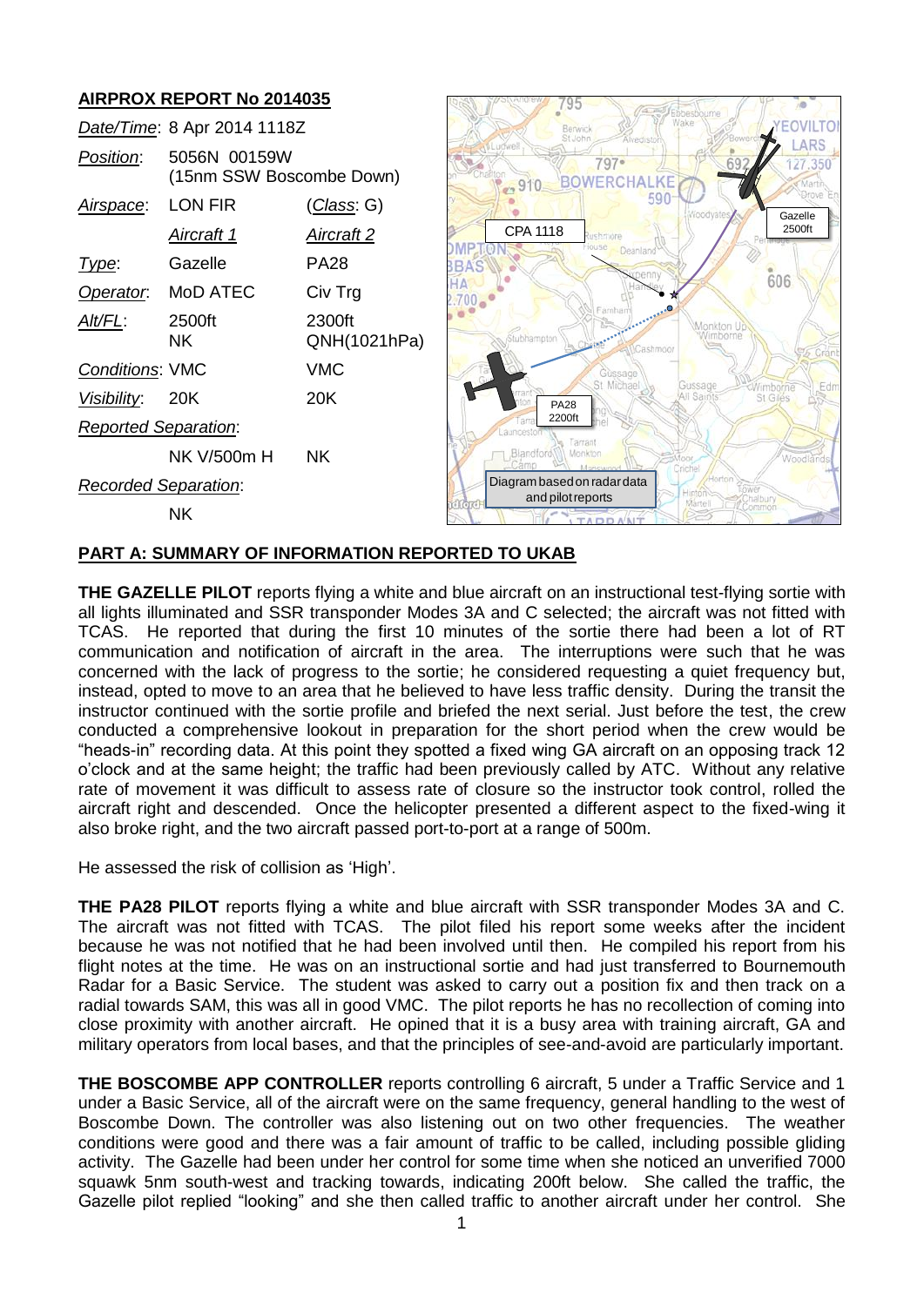## AIRPROX REPORT No 2014035

| | | |
|---|---|---|
| *Date/Time*: | 8 Apr 2014 1118Z | |
| *Position*: | 5056N 00159W (15nm SSW Boscombe Down) | |
| *Airspace*: | LON FIR | (*Class*: G) |
| | *Aircraft 1* | *Aircraft 2* |
| *Type*: | Gazelle | PA28 |
| *Operator*: | MoD ATEC | Civ Trg |
| *Alt/FL*: | 2500ft NK | 2300ft QNH(1021hPa) |
| *Conditions*: | VMC | VMC |
| *Visibility*: | 20K | 20K |
| *Reported Separation*: | | |
| | NK V/500m H | NK |
| *Recorded Separation*: | | |
| | NK | |

Diagram based on radar data and pilot reports

## PART A: SUMMARY OF INFORMATION REPORTED TO UKAB

**THE GAZELLE PILOT** reports flying a white and blue aircraft on an instructional test-flying sortie with all lights illuminated and SSR transponder Modes 3A and C selected; the aircraft was not fitted with TCAS. He reported that during the first 10 minutes of the sortie there had been a lot of RT communication and notification of aircraft in the area. The interruptions were such that he was concerned with the lack of progress to the sortie; he considered requesting a quiet frequency but, instead, opted to move to an area that he believed to have less traffic density. During the transit the instructor continued with the sortie profile and briefed the next serial. Just before the test, the crew conducted a comprehensive lookout in preparation for the short period when the crew would be "heads-in" recording data. At this point they spotted a fixed wing GA aircraft on an opposing track 12 o'clock and at the same height; the traffic had been previously called by ATC. Without any relative rate of movement it was difficult to assess rate of closure so the instructor took control, rolled the aircraft right and descended. Once the helicopter presented a different aspect to the fixed-wing it also broke right, and the two aircraft passed port-to-port at a range of 500m.

He assessed the risk of collision as 'High'.

**THE PA28 PILOT** reports flying a white and blue aircraft with SSR transponder Modes 3A and C. The aircraft was not fitted with TCAS. The pilot filed his report some weeks after the incident because he was not notified that he had been involved until then. He compiled his report from his flight notes at the time. He was on an instructional sortie and had just transferred to Bournemouth Radar for a Basic Service. The student was asked to carry out a position fix and then track on a radial towards SAM, this was all in good VMC. The pilot reports he has no recollection of coming into close proximity with another aircraft. He opined that it is a busy area with training aircraft, GA and military operators from local bases, and that the principles of see-and-avoid are particularly important.

**THE BOSCOMBE APP CONTROLLER** reports controlling 6 aircraft, 5 under a Traffic Service and 1 under a Basic Service, all of the aircraft were on the same frequency, general handling to the west of Boscombe Down. The controller was also listening out on two other frequencies. The weather conditions were good and there was a fair amount of traffic to be called, including possible gliding activity. The Gazelle had been under her control for some time when she noticed an unverified 7000 squawk 5nm south-west and tracking towards, indicating 200ft below. She called the traffic, the Gazelle pilot replied "looking" and she then called traffic to another aircraft under her control. She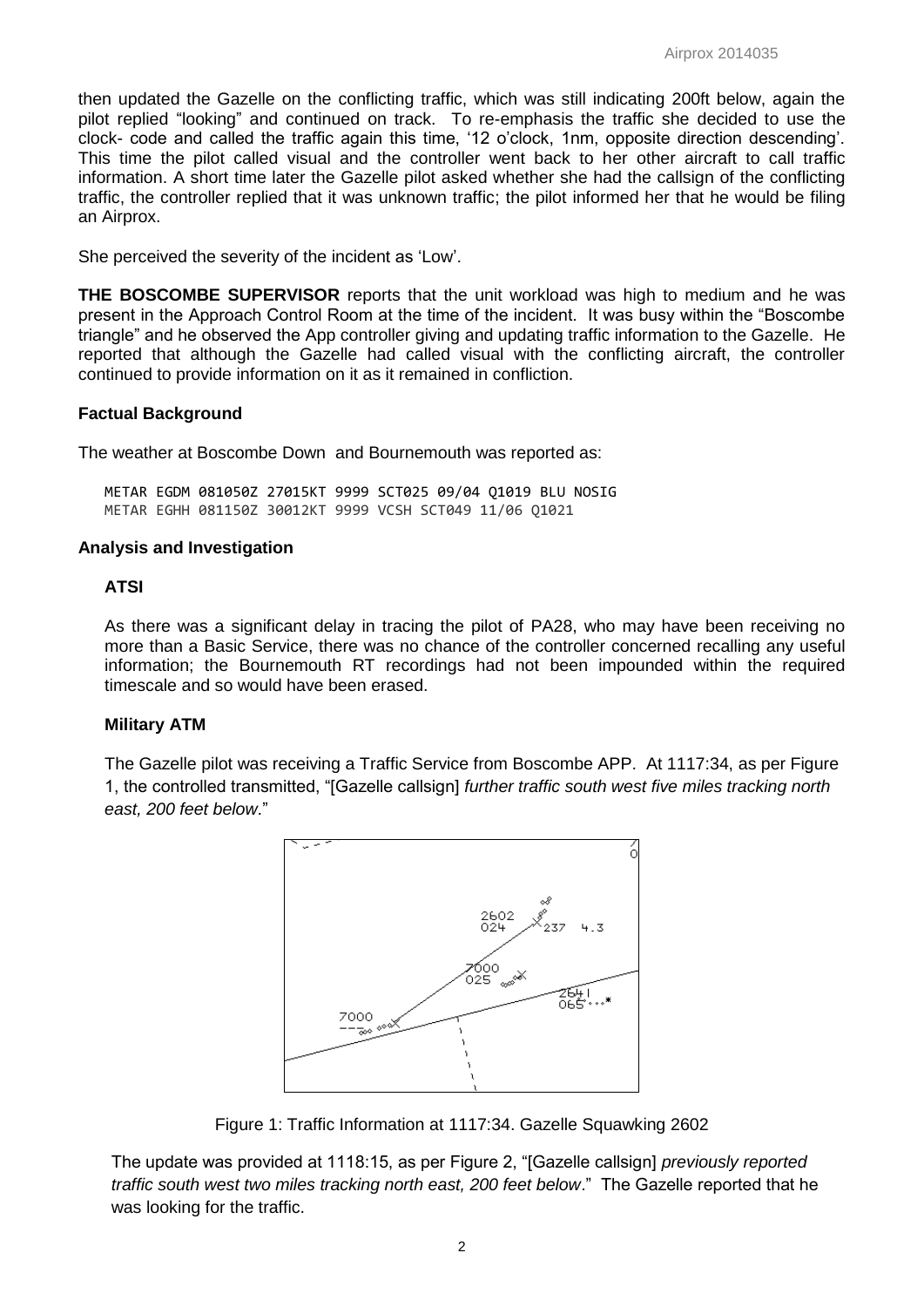then updated the Gazelle on the conflicting traffic, which was still indicating 200ft below, again the pilot replied "looking" and continued on track. To re-emphasis the traffic she decided to use the clock- code and called the traffic again this time, '12 o'clock, 1nm, opposite direction descending'. This time the pilot called visual and the controller went back to her other aircraft to call traffic information. A short time later the Gazelle pilot asked whether she had the callsign of the conflicting traffic, the controller replied that it was unknown traffic; the pilot informed her that he would be filing an Airprox.

She perceived the severity of the incident as 'Low'.

**THE BOSCOMBE SUPERVISOR** reports that the unit workload was high to medium and he was present in the Approach Control Room at the time of the incident. It was busy within the "Boscombe triangle" and he observed the App controller giving and updating traffic information to the Gazelle. He reported that although the Gazelle had called visual with the conflicting aircraft, the controller continued to provide information on it as it remained in confliction.

### Factual Background

The weather at Boscombe Down and Bournemouth was reported as:

```
METAR EGDM 081050Z 27015KT 9999 SCT025 09/04 Q1019 BLU NOSIG
METAR EGHH 081150Z 30012KT 9999 VCSH SCT049 11/06 Q1021
```

### Analysis and Investigation

#### ATSI

As there was a significant delay in tracing the pilot of PA28, who may have been receiving no more than a Basic Service, there was no chance of the controller concerned recalling any useful information; the Bournemouth RT recordings had not been impounded within the required timescale and so would have been erased.

#### Military ATM

The Gazelle pilot was receiving a Traffic Service from Boscombe APP. At 1117:34, as per Figure 1, the controlled transmitted, "[Gazelle callsign] *further traffic south west five miles tracking north east, 200 feet below*."

Figure 1: Traffic Information at 1117:34. Gazelle Squawking 2602

The update was provided at 1118:15, as per Figure 2, "[Gazelle callsign] *previously reported traffic south west two miles tracking north east, 200 feet below*." The Gazelle reported that he was looking for the traffic.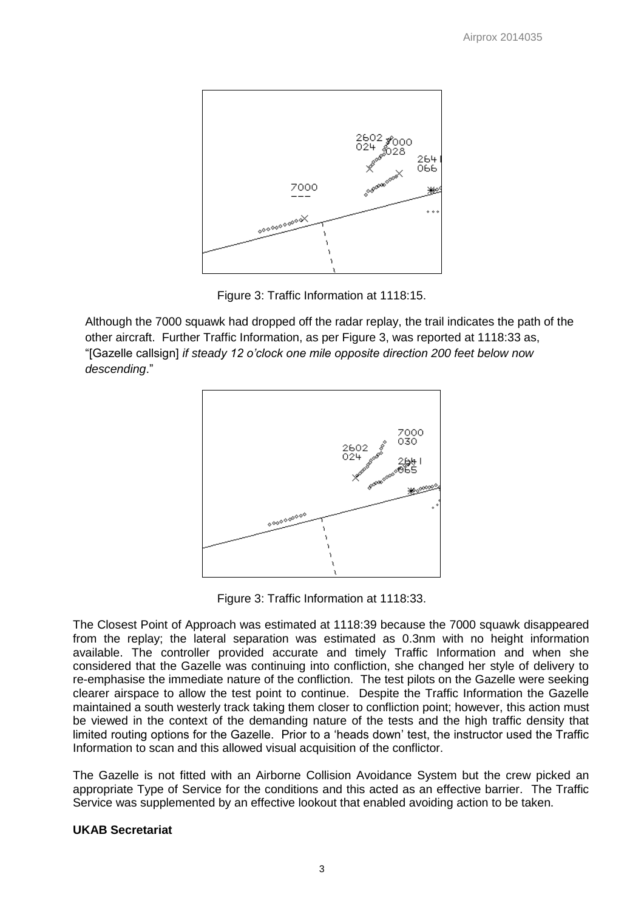Figure 3: Traffic Information at 1118:15.

Although the 7000 squawk had dropped off the radar replay, the trail indicates the path of the other aircraft. Further Traffic Information, as per Figure 3, was reported at 1118:33 as, "[Gazelle callsign] *if steady 12 o'clock one mile opposite direction 200 feet below now descending*."

Figure 3: Traffic Information at 1118:33.

The Closest Point of Approach was estimated at 1118:39 because the 7000 squawk disappeared from the replay; the lateral separation was estimated as 0.3nm with no height information available. The controller provided accurate and timely Traffic Information and when she considered that the Gazelle was continuing into confliction, she changed her style of delivery to re-emphasise the immediate nature of the confliction. The test pilots on the Gazelle were seeking clearer airspace to allow the test point to continue. Despite the Traffic Information the Gazelle maintained a south westerly track taking them closer to confliction point; however, this action must be viewed in the context of the demanding nature of the tests and the high traffic density that limited routing options for the Gazelle. Prior to a 'heads down' test, the instructor used the Traffic Information to scan and this allowed visual acquisition of the conflictor.

The Gazelle is not fitted with an Airborne Collision Avoidance System but the crew picked an appropriate Type of Service for the conditions and this acted as an effective barrier. The Traffic Service was supplemented by an effective lookout that enabled avoiding action to be taken.

**UKAB Secretariat**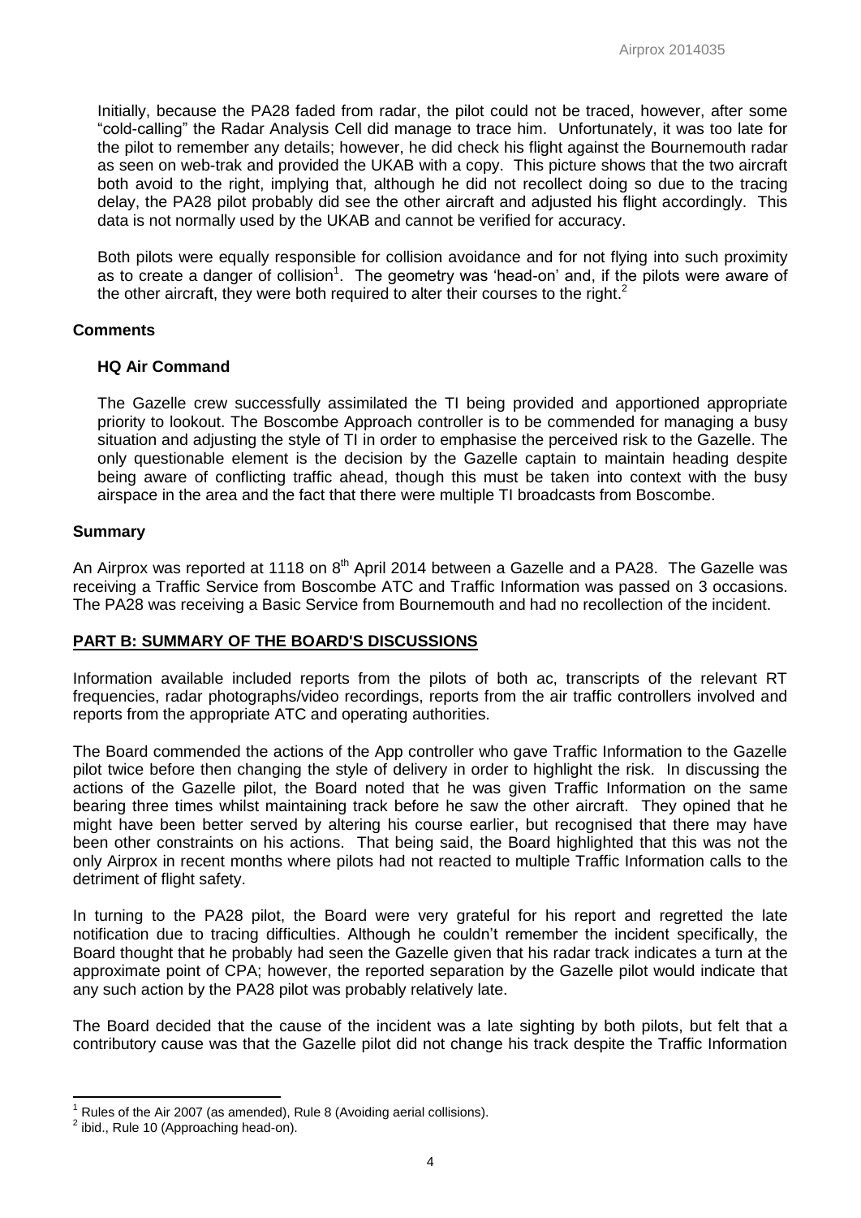Initially, because the PA28 faded from radar, the pilot could not be traced, however, after some "cold-calling" the Radar Analysis Cell did manage to trace him. Unfortunately, it was too late for the pilot to remember any details; however, he did check his flight against the Bournemouth radar as seen on web-trak and provided the UKAB with a copy. This picture shows that the two aircraft both avoid to the right, implying that, although he did not recollect doing so due to the tracing delay, the PA28 pilot probably did see the other aircraft and adjusted his flight accordingly. This data is not normally used by the UKAB and cannot be verified for accuracy.

Both pilots were equally responsible for collision avoidance and for not flying into such proximity as to create a danger of collision[1]. The geometry was 'head-on' and, if the pilots were aware of the other aircraft, they were both required to alter their courses to the right.[2]

## Comments

### HQ Air Command

The Gazelle crew successfully assimilated the TI being provided and apportioned appropriate priority to lookout. The Boscombe Approach controller is to be commended for managing a busy situation and adjusting the style of TI in order to emphasise the perceived risk to the Gazelle. The only questionable element is the decision by the Gazelle captain to maintain heading despite being aware of conflicting traffic ahead, though this must be taken into context with the busy airspace in the area and the fact that there were multiple TI broadcasts from Boscombe.

## Summary

An Airprox was reported at 1118 on 8th April 2014 between a Gazelle and a PA28. The Gazelle was receiving a Traffic Service from Boscombe ATC and Traffic Information was passed on 3 occasions. The PA28 was receiving a Basic Service from Bournemouth and had no recollection of the incident.

## PART B: SUMMARY OF THE BOARD'S DISCUSSIONS

Information available included reports from the pilots of both ac, transcripts of the relevant RT frequencies, radar photographs/video recordings, reports from the air traffic controllers involved and reports from the appropriate ATC and operating authorities.

The Board commended the actions of the App controller who gave Traffic Information to the Gazelle pilot twice before then changing the style of delivery in order to highlight the risk. In discussing the actions of the Gazelle pilot, the Board noted that he was given Traffic Information on the same bearing three times whilst maintaining track before he saw the other aircraft. They opined that he might have been better served by altering his course earlier, but recognised that there may have been other constraints on his actions. That being said, the Board highlighted that this was not the only Airprox in recent months where pilots had not reacted to multiple Traffic Information calls to the detriment of flight safety.

In turning to the PA28 pilot, the Board were very grateful for his report and regretted the late notification due to tracing difficulties. Although he couldn't remember the incident specifically, the Board thought that he probably had seen the Gazelle given that his radar track indicates a turn at the approximate point of CPA; however, the reported separation by the Gazelle pilot would indicate that any such action by the PA28 pilot was probably relatively late.

The Board decided that the cause of the incident was a late sighting by both pilots, but felt that a contributory cause was that the Gazelle pilot did not change his track despite the Traffic Information

---

[1] Rules of the Air 2007 (as amended), Rule 8 (Avoiding aerial collisions).

[2] ibid., Rule 10 (Approaching head-on).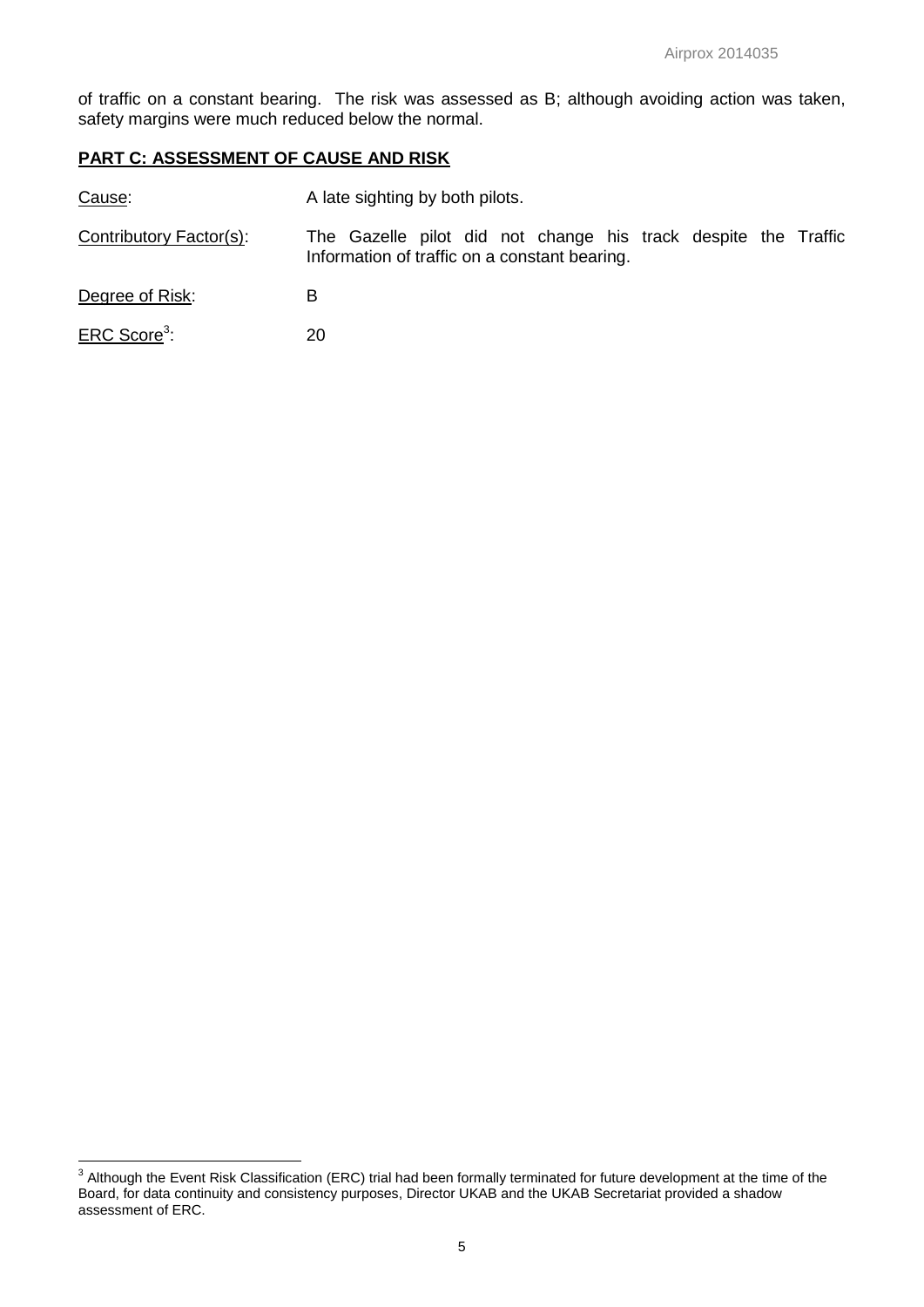of traffic on a constant bearing. The risk was assessed as B; although avoiding action was taken, safety margins were much reduced below the normal.

## PART C: ASSESSMENT OF CAUSE AND RISK

| | |
|---|---|
| Cause: | A late sighting by both pilots. |
| Contributory Factor(s): | The Gazelle pilot did not change his track despite the Traffic Information of traffic on a constant bearing. |
| Degree of Risk: | B |
| ERC Score[3]: | 20 |

[3] Although the Event Risk Classification (ERC) trial had been formally terminated for future development at the time of the Board, for data continuity and consistency purposes, Director UKAB and the UKAB Secretariat provided a shadow assessment of ERC.